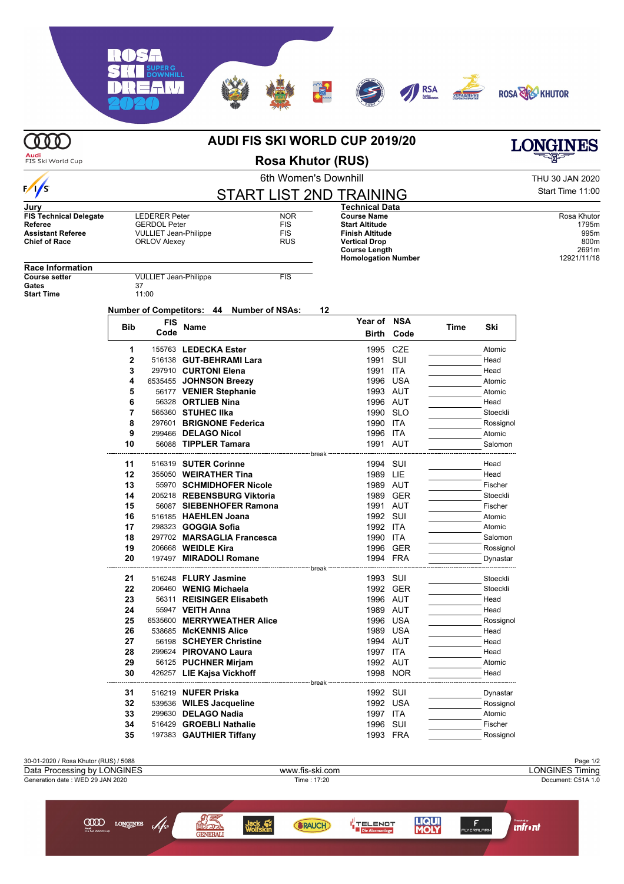# AUDI FIS SKI WORLD CUP 2019/20

## Rosa Khutor (RUS)

### 6th Women's Downhill

THU 30 JAN 2020
Start Time 11:00

## START LIST 2ND TRAINING

**Jury**

| | | |
|---|---|---|
| **FIS Technical Delegate** | LEDERER Peter | NOR |
| **Referee** | GERDOL Peter | FIS |
| **Assistant Referee** | VULLIET Jean-Philippe | FIS |
| **Chief of Race** | ORLOV Alexey | RUS |

**Technical Data**

| | |
|---|---|
| **Course Name** | Rosa Khutor |
| **Start Altitude** | 1795m |
| **Finish Altitude** | 995m |
| **Vertical Drop** | 800m |
| **Course Length** | 2691m |
| **Homologation Number** | 12921/11/18 |

**Race Information**

| | | |
|---|---|---|
| **Course setter** | VULLIET Jean-Philippe | FIS |
| **Gates** | 37 | |
| **Start Time** | 11:00 | |

**Number of Competitors: 44 Number of NSAs: 12**

| Bib | FIS Code | Name | Year of Birth | NSA Code | Time | Ski |
|---|---|---|---|---|---|---|
| 1 | 155763 | **LEDECKA Ester** | 1995 | CZE | | Atomic |
| 2 | 516138 | **GUT-BEHRAMI Lara** | 1991 | SUI | | Head |
| 3 | 297910 | **CURTONI Elena** | 1991 | ITA | | Head |
| 4 | 6535455 | **JOHNSON Breezy** | 1996 | USA | | Atomic |
| 5 | 56177 | **VENIER Stephanie** | 1993 | AUT | | Atomic |
| 6 | 56328 | **ORTLIEB Nina** | 1996 | AUT | | Head |
| 7 | 565360 | **STUHEC Ilka** | 1990 | SLO | | Stoeckli |
| 8 | 297601 | **BRIGNONE Federica** | 1990 | ITA | | Rossignol |
| 9 | 299466 | **DELAGO Nicol** | 1996 | ITA | | Atomic |
| 10 | 56088 | **TIPPLER Tamara** | 1991 | AUT | | Salomon |
| | | break | | | | |
| 11 | 516319 | **SUTER Corinne** | 1994 | SUI | | Head |
| 12 | 355050 | **WEIRATHER Tina** | 1989 | LIE | | Head |
| 13 | 55970 | **SCHMIDHOFER Nicole** | 1989 | AUT | | Fischer |
| 14 | 205218 | **REBENSBURG Viktoria** | 1989 | GER | | Stoeckli |
| 15 | 56087 | **SIEBENHOFER Ramona** | 1991 | AUT | | Fischer |
| 16 | 516185 | **HAEHLEN Joana** | 1992 | SUI | | Atomic |
| 17 | 298323 | **GOGGIA Sofia** | 1992 | ITA | | Atomic |
| 18 | 297702 | **MARSAGLIA Francesca** | 1990 | ITA | | Salomon |
| 19 | 206668 | **WEIDLE Kira** | 1996 | GER | | Rossignol |
| 20 | 197497 | **MIRADOLI Romane** | 1994 | FRA | | Dynastar |
| | | break | | | | |
| 21 | 516248 | **FLURY Jasmine** | 1993 | SUI | | Stoeckli |
| 22 | 206460 | **WENIG Michaela** | 1992 | GER | | Stoeckli |
| 23 | 56311 | **REISINGER Elisabeth** | 1996 | AUT | | Head |
| 24 | 55947 | **VEITH Anna** | 1989 | AUT | | Head |
| 25 | 6535600 | **MERRYWEATHER Alice** | 1996 | USA | | Rossignol |
| 26 | 538685 | **McKENNIS Alice** | 1989 | USA | | Head |
| 27 | 56198 | **SCHEYER Christine** | 1994 | AUT | | Head |
| 28 | 299624 | **PIROVANO Laura** | 1997 | ITA | | Head |
| 29 | 56125 | **PUCHNER Mirjam** | 1992 | AUT | | Atomic |
| 30 | 426257 | **LIE Kajsa Vickhoff** | 1998 | NOR | | Head |
| | | break | | | | |
| 31 | 516219 | **NUFER Priska** | 1992 | SUI | | Dynastar |
| 32 | 539536 | **WILES Jacqueline** | 1992 | USA | | Rossignol |
| 33 | 299630 | **DELAGO Nadia** | 1997 | ITA | | Atomic |
| 34 | 516429 | **GROEBLI Nathalie** | 1996 | SUI | | Fischer |
| 35 | 197383 | **GAUTHIER Tiffany** | 1993 | FRA | | Rossignol |

30-01-2020 / Rosa Khutor (RUS) / 5088
Data Processing by LONGINES — www.fis-ski.com — LONGINES Timing
Generation date : WED 29 JAN 2020 — Time : 17:20 — Document: C51A 1.0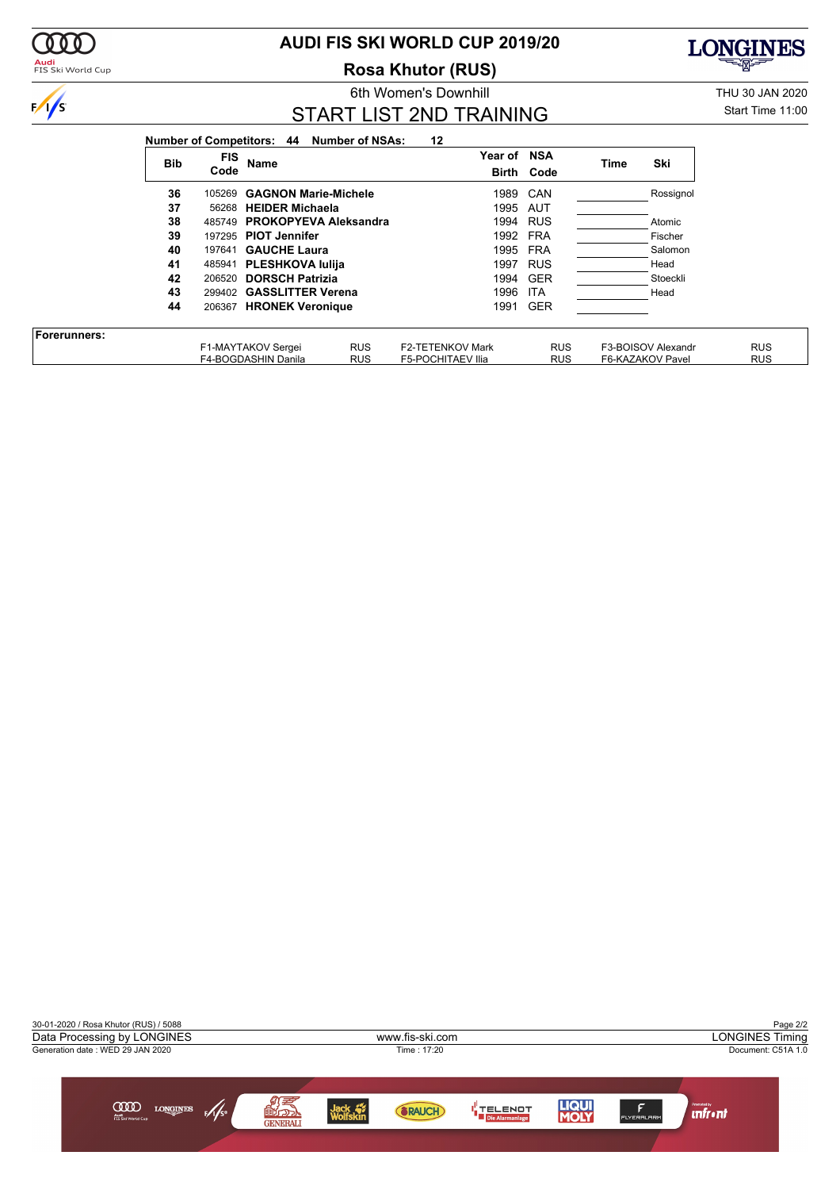# AUDI FIS SKI WORLD CUP 2019/20

## Rosa Khutor (RUS)

6th Women's Downhill

THU 30 JAN 2020

## START LIST 2ND TRAINING

Start Time 11:00

**Number of Competitors: 44 Number of NSAs: 12**

| Bib | FIS Code | Name | Year of Birth | NSA Code | Time | Ski |
|---|---|---|---|---|---|---|
| 36 | 105269 | **GAGNON Marie-Michele** | 1989 | CAN | | Rossignol |
| 37 | 56268 | **HEIDER Michaela** | 1995 | AUT | | |
| 38 | 485749 | **PROKOPYEVA Aleksandra** | 1994 | RUS | | Atomic |
| 39 | 197295 | **PIOT Jennifer** | 1992 | FRA | | Fischer |
| 40 | 197641 | **GAUCHE Laura** | 1995 | FRA | | Salomon |
| 41 | 485941 | **PLESHKOVA Iulija** | 1997 | RUS | | Head |
| 42 | 206520 | **DORSCH Patrizia** | 1994 | GER | | Stoeckli |
| 43 | 299402 | **GASSLITTER Verena** | 1996 | ITA | | Head |
| 44 | 206367 | **HRONEK Veronique** | 1991 | GER | | |

**Forerunners:**

| | | | | | |
|---|---|---|---|---|---|
| F1-MAYTAKOV Sergei | RUS | F2-TETENKOV Mark | RUS | F3-BOISOV Alexandr | RUS |
| F4-BOGDASHIN Danila | RUS | F5-POCHITAEV Ilia | RUS | F6-KAZAKOV Pavel | RUS |

30-01-2020 / Rosa Khutor (RUS) / 5088

Data Processing by LONGINES | www.fis-ski.com | LONGINES Timing

Generation date : WED 29 JAN 2020 | Time : 17:20 | Document: C51A 1.0